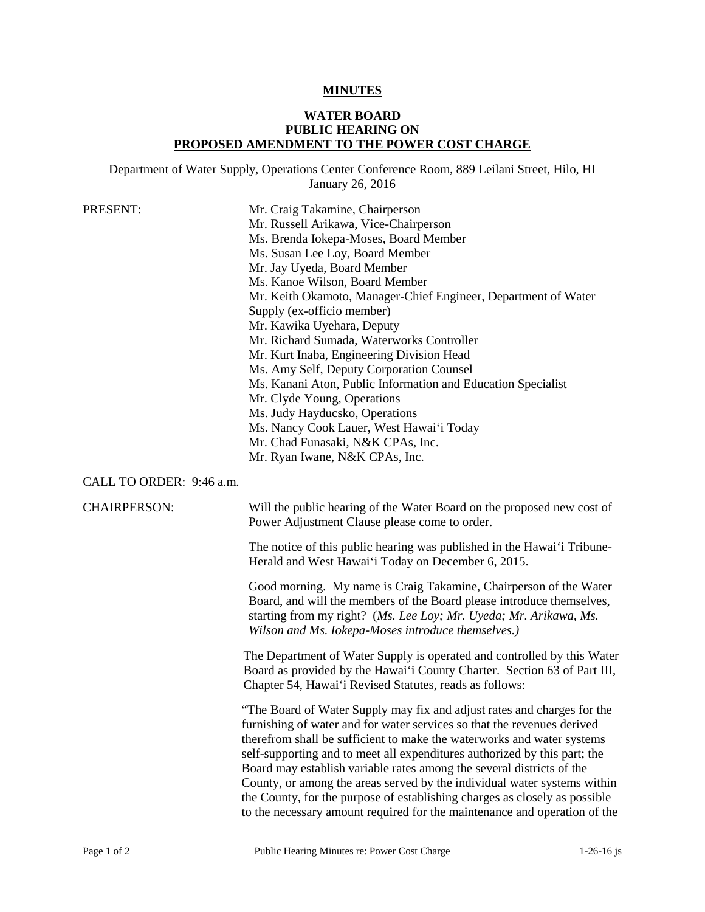**MINUTES**

**WATER BOARD**
**PUBLIC HEARING ON**
**PROPOSED AMENDMENT TO THE POWER COST CHARGE**

Department of Water Supply, Operations Center Conference Room, 889 Leilani Street, Hilo, HI
January 26, 2016

PRESENT:

Mr. Craig Takamine, Chairperson
Mr. Russell Arikawa, Vice-Chairperson
Ms. Brenda Iokepa-Moses, Board Member
Ms. Susan Lee Loy, Board Member
Mr. Jay Uyeda, Board Member
Ms. Kanoe Wilson, Board Member
Mr. Keith Okamoto, Manager-Chief Engineer, Department of Water Supply (ex-officio member)
Mr. Kawika Uyehara, Deputy
Mr. Richard Sumada, Waterworks Controller
Mr. Kurt Inaba, Engineering Division Head
Ms. Amy Self, Deputy Corporation Counsel
Ms. Kanani Aton, Public Information and Education Specialist
Mr. Clyde Young, Operations
Ms. Judy Hayducsko, Operations
Ms. Nancy Cook Lauer, West Hawai‘i Today
Mr. Chad Funasaki, N&K CPAs, Inc.
Mr. Ryan Iwane, N&K CPAs, Inc.

CALL TO ORDER: 9:46 a.m.

CHAIRPERSON:

Will the public hearing of the Water Board on the proposed new cost of Power Adjustment Clause please come to order.

The notice of this public hearing was published in the Hawai‘i Tribune-Herald and West Hawai‘i Today on December 6, 2015.

Good morning. My name is Craig Takamine, Chairperson of the Water Board, and will the members of the Board please introduce themselves, starting from my right? (*Ms. Lee Loy; Mr. Uyeda; Mr. Arikawa, Ms. Wilson and Ms. Iokepa-Moses introduce themselves.)*

The Department of Water Supply is operated and controlled by this Water Board as provided by the Hawai‘i County Charter. Section 63 of Part III, Chapter 54, Hawai‘i Revised Statutes, reads as follows:

"The Board of Water Supply may fix and adjust rates and charges for the furnishing of water and for water services so that the revenues derived therefrom shall be sufficient to make the waterworks and water systems self-supporting and to meet all expenditures authorized by this part; the Board may establish variable rates among the several districts of the County, or among the areas served by the individual water systems within the County, for the purpose of establishing charges as closely as possible to the necessary amount required for the maintenance and operation of the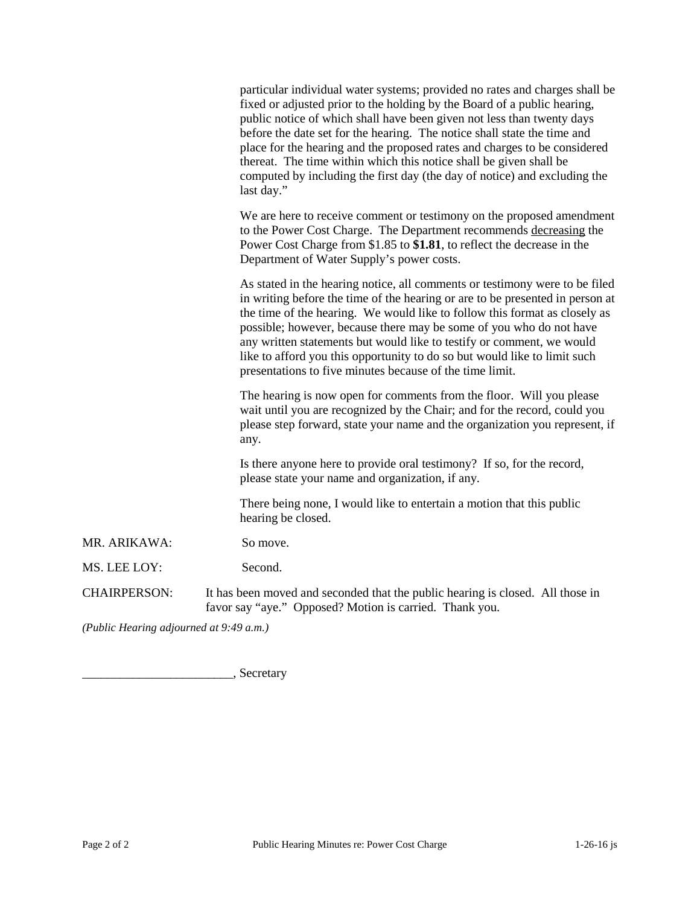particular individual water systems; provided no rates and charges shall be fixed or adjusted prior to the holding by the Board of a public hearing, public notice of which shall have been given not less than twenty days before the date set for the hearing. The notice shall state the time and place for the hearing and the proposed rates and charges to be considered thereat. The time within which this notice shall be given shall be computed by including the first day (the day of notice) and excluding the last day."

We are here to receive comment or testimony on the proposed amendment to the Power Cost Charge. The Department recommends <u>decreasing</u> the Power Cost Charge from $1.85 to **$1.81**, to reflect the decrease in the Department of Water Supply's power costs.

As stated in the hearing notice, all comments or testimony were to be filed in writing before the time of the hearing or are to be presented in person at the time of the hearing. We would like to follow this format as closely as possible; however, because there may be some of you who do not have any written statements but would like to testify or comment, we would like to afford you this opportunity to do so but would like to limit such presentations to five minutes because of the time limit.

The hearing is now open for comments from the floor. Will you please wait until you are recognized by the Chair; and for the record, could you please step forward, state your name and the organization you represent, if any.

Is there anyone here to provide oral testimony? If so, for the record, please state your name and organization, if any.

There being none, I would like to entertain a motion that this public hearing be closed.

MR. ARIKAWA: So move.

MS. LEE LOY: Second.

CHAIRPERSON: It has been moved and seconded that the public hearing is closed. All those in favor say "aye." Opposed? Motion is carried. Thank you.

*(Public Hearing adjourned at 9:49 a.m.)*

________________________, Secretary